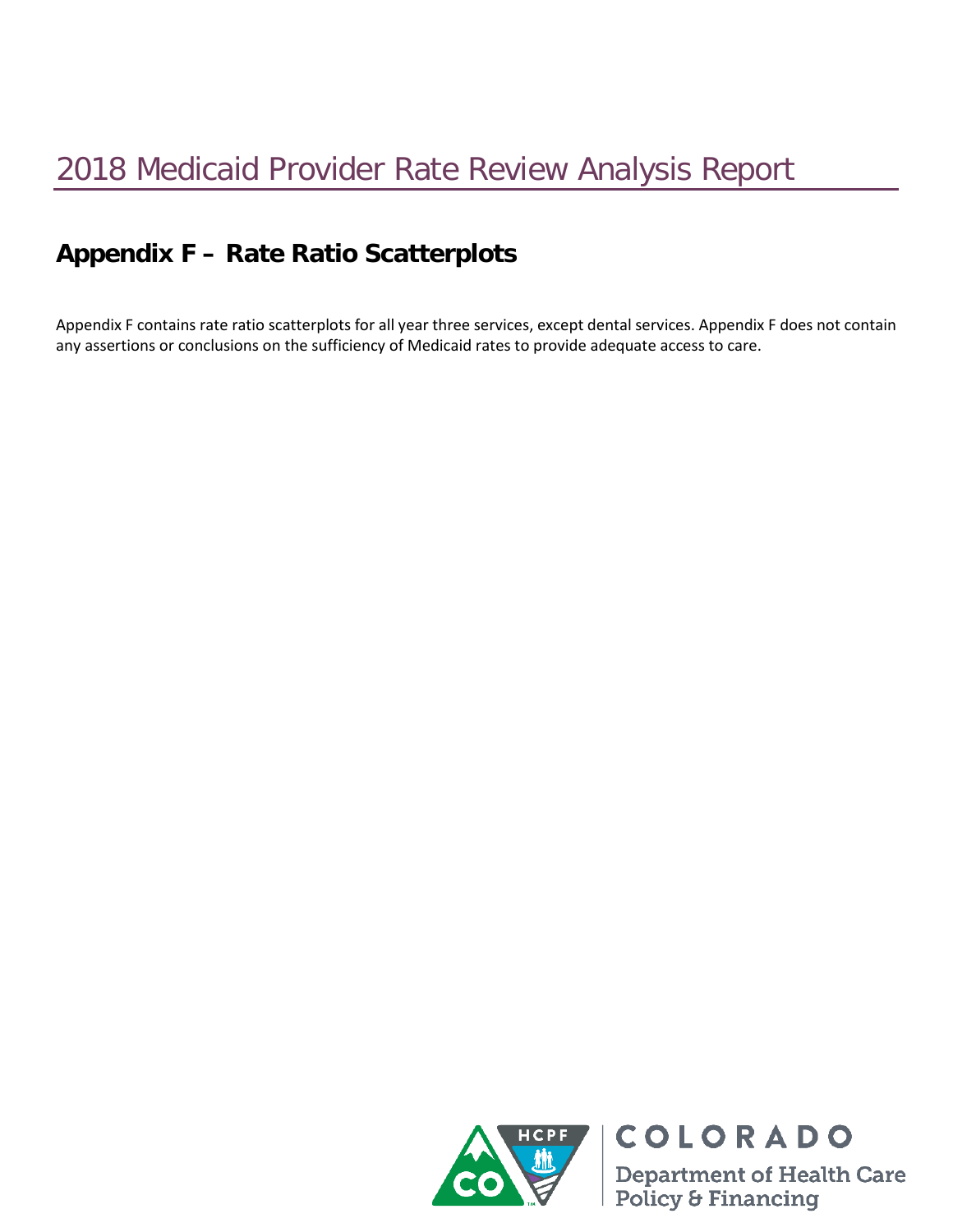# 2018 Medicaid Provider Rate Review Analysis Report

## Appendix F – Rate Ratio Scatterplots

Appendix F contains rate ratio scatterplots for all year three services, except dental services. Appendix F does not contain any assertions or conclusions on the sufficiency of Medicaid rates to provide adequate access to care.

COLORADO

Department of Health Care Policy & Financing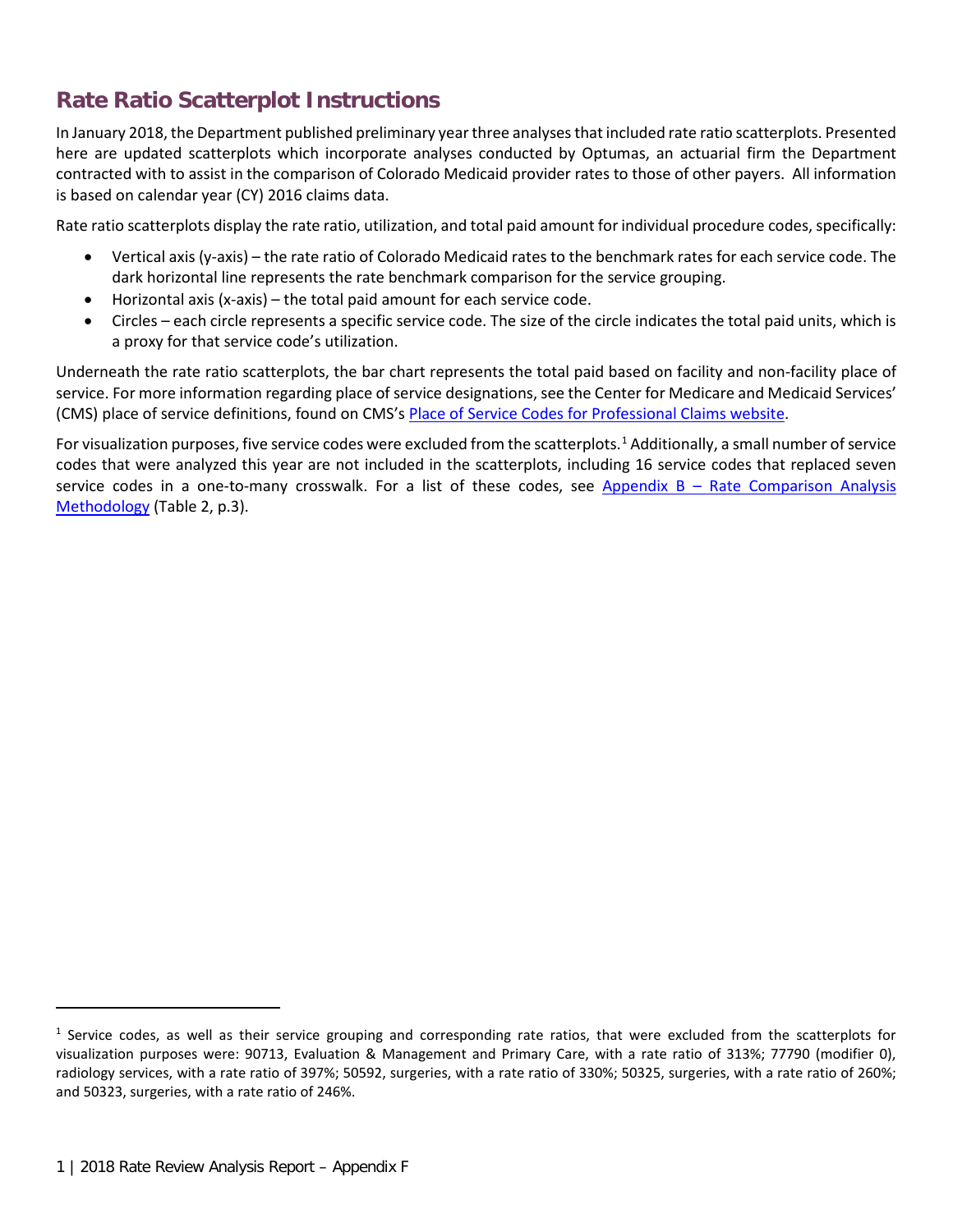## Rate Ratio Scatterplot Instructions

In January 2018, the Department published preliminary year three analyses that included rate ratio scatterplots. Presented here are updated scatterplots which incorporate analyses conducted by Optumas, an actuarial firm the Department contracted with to assist in the comparison of Colorado Medicaid provider rates to those of other payers. All information is based on calendar year (CY) 2016 claims data.

Rate ratio scatterplots display the rate ratio, utilization, and total paid amount for individual procedure codes, specifically:

- Vertical axis (y-axis) – the rate ratio of Colorado Medicaid rates to the benchmark rates for each service code. The dark horizontal line represents the rate benchmark comparison for the service grouping.
- Horizontal axis (x-axis) – the total paid amount for each service code.
- Circles – each circle represents a specific service code. The size of the circle indicates the total paid units, which is a proxy for that service code's utilization.

Underneath the rate ratio scatterplots, the bar chart represents the total paid based on facility and non-facility place of service. For more information regarding place of service designations, see the Center for Medicare and Medicaid Services' (CMS) place of service definitions, found on CMS's [Place of Service Codes for Professional Claims website](#).

For visualization purposes, five service codes were excluded from the scatterplots.[1] Additionally, a small number of service codes that were analyzed this year are not included in the scatterplots, including 16 service codes that replaced seven service codes in a one-to-many crosswalk. For a list of these codes, see [Appendix B – Rate Comparison Analysis Methodology](#) (Table 2, p.3).

---

[1] Service codes, as well as their service grouping and corresponding rate ratios, that were excluded from the scatterplots for visualization purposes were: 90713, Evaluation & Management and Primary Care, with a rate ratio of 313%; 77790 (modifier 0), radiology services, with a rate ratio of 397%; 50592, surgeries, with a rate ratio of 330%; 50325, surgeries, with a rate ratio of 260%; and 50323, surgeries, with a rate ratio of 246%.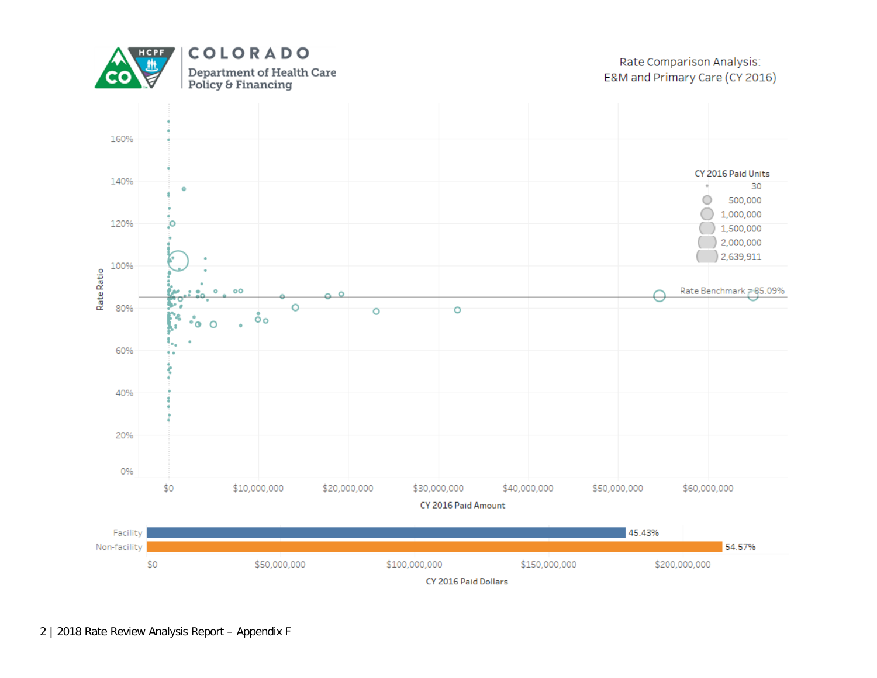**COLORADO**
Department of Health Care Policy & Financing

Rate Comparison Analysis:
E&M and Primary Care (CY 2016)

Rate Ratio

160%
140%
120%
100%
80%
60%
40%
20%
0%

CY 2016 Paid Units
- 30
- 500,000
- 1,000,000
- 1,500,000
- 2,000,000
- 2,639,911

Rate Benchmark = 85.09%

$0 | $10,000,000 | $20,000,000 | $30,000,000 | $40,000,000 | $50,000,000 | $60,000,000

CY 2016 Paid Amount

| | CY 2016 Paid Dollars |
|---|---|
| Facility | 45.43% |
| Non-facility | 54.57% |

$0 | $50,000,000 | $100,000,000 | $150,000,000 | $200,000,000

CY 2016 Paid Dollars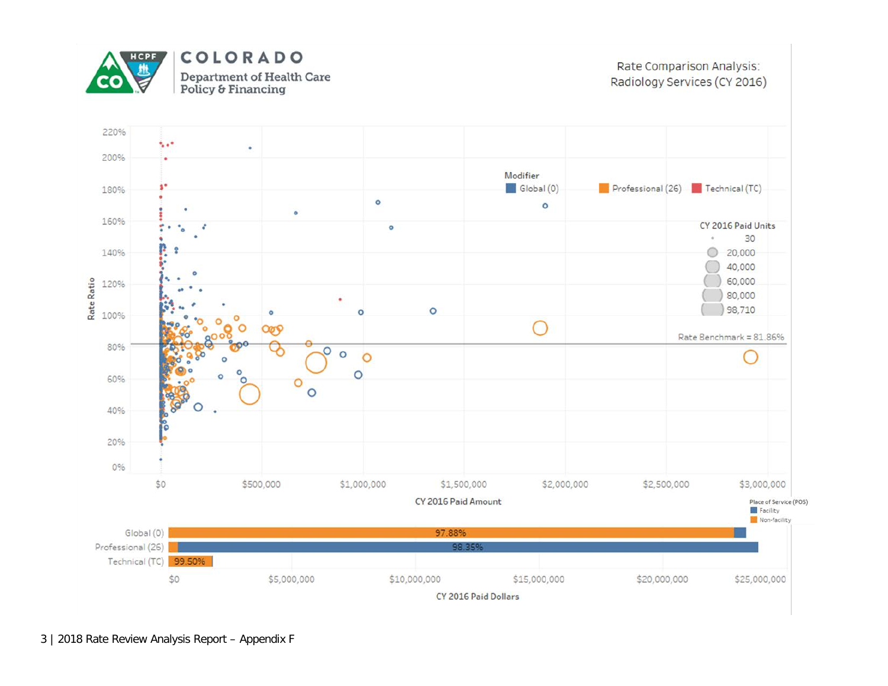COLORADO

Department of Health Care Policy & Financing

Rate Comparison Analysis: Radiology Services (CY 2016)

Modifier: Global (0) | Professional (26) | Technical (TC)

CY 2016 Paid Units: 30 | 20,000 | 40,000 | 60,000 | 80,000 | 98,710

Rate Benchmark = 81.86%

Rate Ratio

CY 2016 Paid Amount

Place of Service (POS): Facility | Non-facility

| Modifier | Non-facility share |
|---|---|
| Global (0) | 97.88% |
| Professional (26) | 98.35% |
| Technical (TC) | 99.50% |

CY 2016 Paid Dollars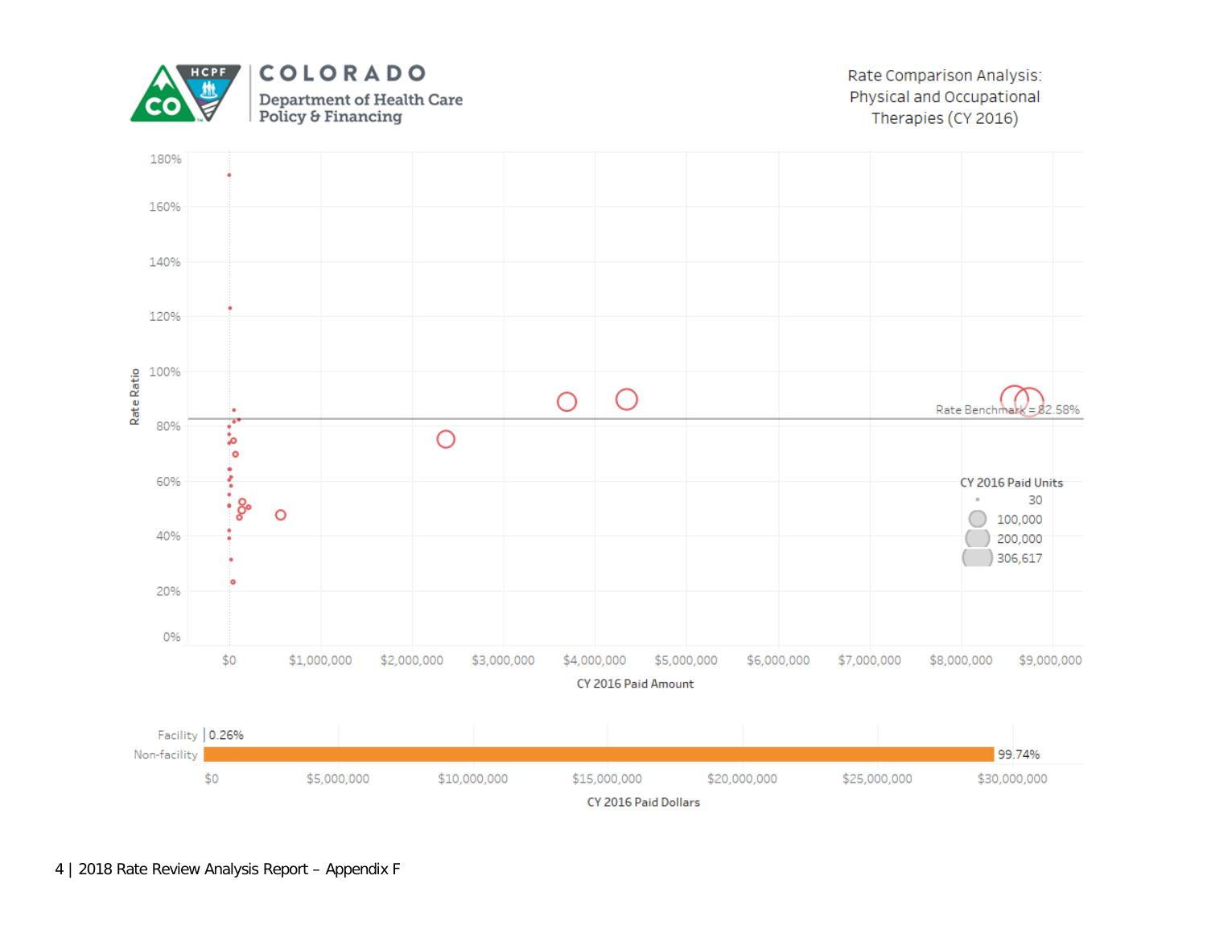COLORADO
Department of Health Care Policy & Financing

Rate Comparison Analysis: Physical and Occupational Therapies (CY 2016)

Rate Ratio

180%
160%
140%
120%
100%
80%
60%
40%
20%
0%

Rate Benchmark = 82.58%

CY 2016 Paid Units
- 30
- 100,000
- 200,000
- 306,617

$0 $1,000,000 $2,000,000 $3,000,000 $4,000,000 $5,000,000 $6,000,000 $7,000,000 $8,000,000 $9,000,000

CY 2016 Paid Amount

| | CY 2016 Paid Dollars |
|---|---|
| Facility | 0.26% |
| Non-facility | 99.74% |

$0 $5,000,000 $10,000,000 $15,000,000 $20,000,000 $25,000,000 $30,000,000

CY 2016 Paid Dollars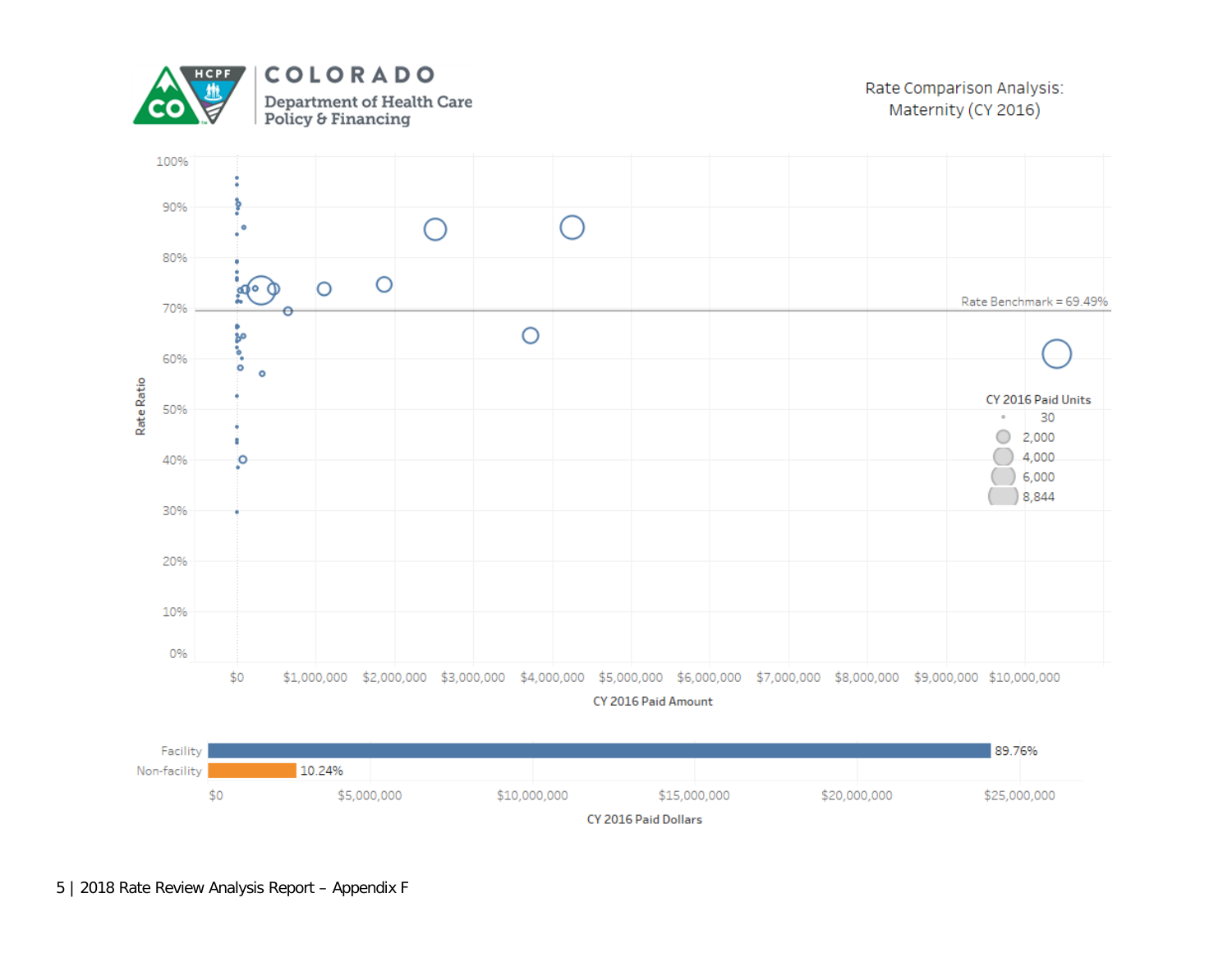COLORADO

Department of Health Care Policy & Financing

Rate Comparison Analysis: Maternity (CY 2016)

Rate Benchmark = 69.49%

CY 2016 Paid Units

- 30
- 2,000
- 4,000
- 6,000
- 8,844

Rate Ratio

CY 2016 Paid Amount

| | CY 2016 Paid Dollars |
|---|---|
| Facility | 89.76% |
| Non-facility | 10.24% |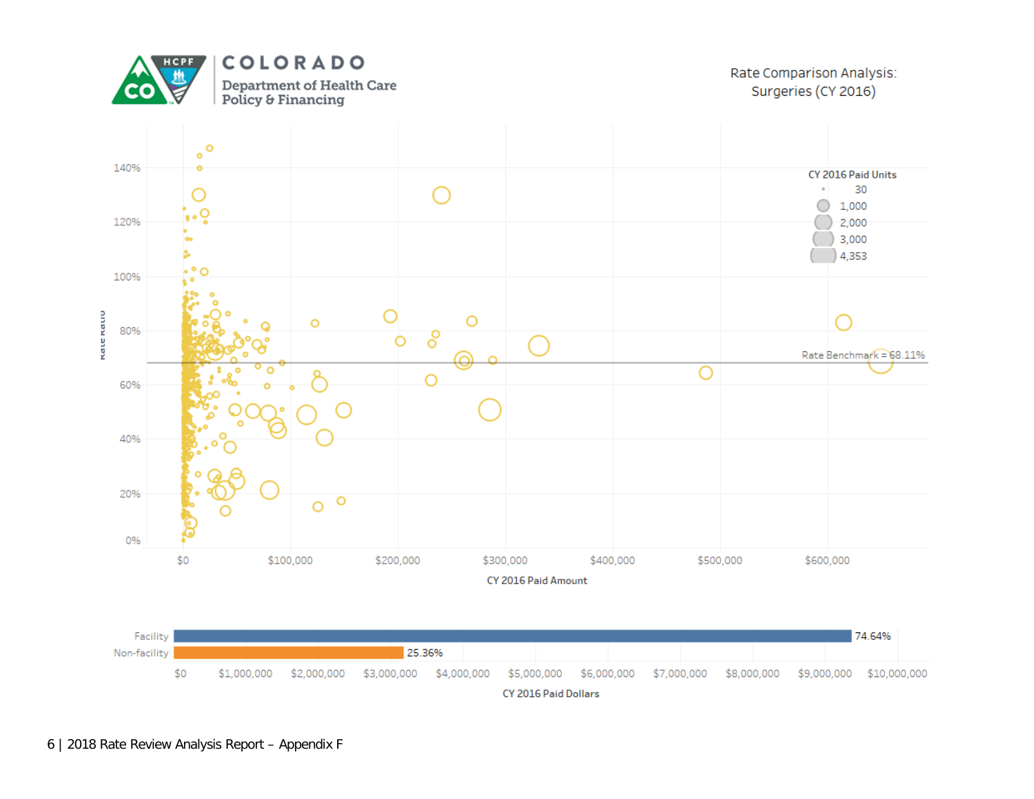COLORADO
Department of Health Care Policy & Financing

Rate Comparison Analysis: Surgeries (CY 2016)

CY 2016 Paid Units: 30; 1,000; 2,000; 3,000; 4,353

Rate Benchmark = 68.11%

Rate Ratio: 0%, 20%, 40%, 60%, 80%, 100%, 120%, 140%

CY 2016 Paid Amount: $0, $100,000, $200,000, $300,000, $400,000, $500,000, $600,000

| | CY 2016 Paid Dollars |
|---|---|
| Facility | 74.64% |
| Non-facility | 25.36% |

CY 2016 Paid Dollars: $0, $1,000,000, $2,000,000, $3,000,000, $4,000,000, $5,000,000, $6,000,000, $7,000,000, $8,000,000, $9,000,000, $10,000,000

2018 Rate Review Analysis Report – Appendix F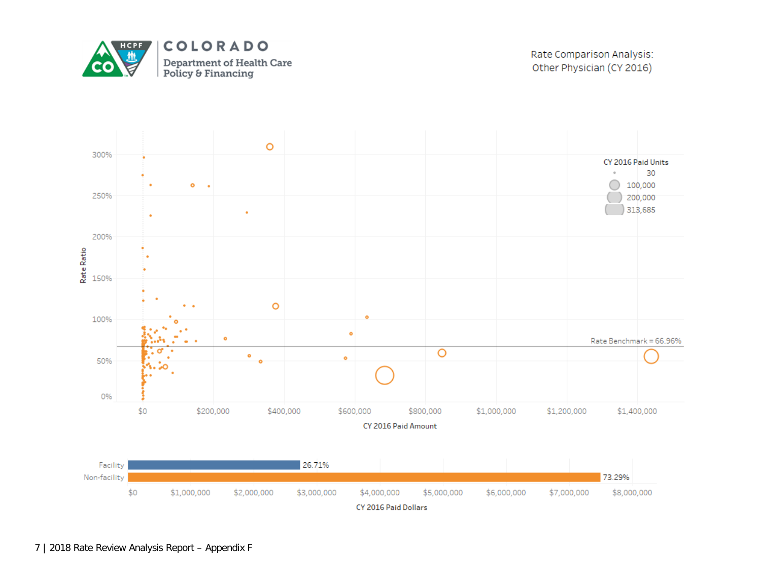COLORADO
Department of Health Care Policy & Financing

Rate Comparison Analysis: Other Physician (CY 2016)

Rate Ratio

300%
250%
200%
150%
100%
50%
0%

CY 2016 Paid Units
30
100,000
200,000
313,685

Rate Benchmark = 66.96%

$0
$200,000
$400,000
$600,000
$800,000
$1,000,000
$1,200,000
$1,400,000

CY 2016 Paid Amount

Facility 26.71%
Non-facility 73.29%

$0
$1,000,000
$2,000,000
$3,000,000
$4,000,000
$5,000,000
$6,000,000
$7,000,000
$8,000,000

CY 2016 Paid Dollars